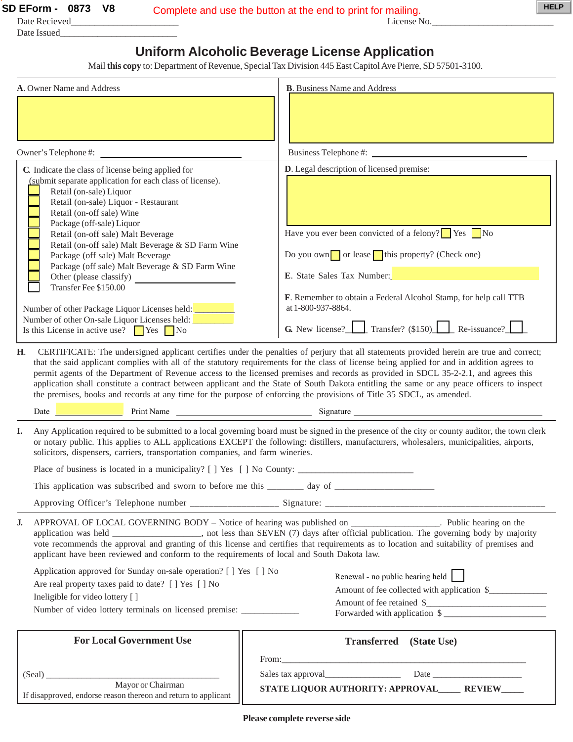SD EForm - 0873 V8

Complete and use the button at the end to print for mailing.

HELP

Date Recieved\_\_\_\_\_\_\_\_\_\_\_\_\_\_\_\_\_\_\_\_\_\_\_\_

License No.\_\_\_\_\_\_\_\_\_\_\_\_\_\_\_\_\_\_\_\_\_\_\_\_\_\_\_

Date Issued\_\_\_\_\_\_\_\_\_\_\_\_\_\_\_\_\_\_\_\_\_\_\_\_\_\_

# Uniform Alcoholic Beverage License Application

Mail **this copy** to: Department of Revenue, Special Tax Division 445 East Capitol Ave Pierre, SD 57501-3100.

**A**. Owner Name and Address

Owner's Telephone #: \_\_\_\_\_\_\_\_\_\_\_\_\_\_\_\_\_\_\_\_\_\_\_\_\_\_

**B**. Business Name and Address

Business Telephone #: \_\_\_\_\_\_\_\_\_\_\_\_\_\_\_\_\_\_\_\_\_\_\_\_\_\_

**C**. Indicate the class of license being applied for (submit separate application for each class of license).

- [ ] Retail (on-sale) Liquor
- [ ] Retail (on-sale) Liquor - Restaurant
- [ ] Retail (on-off sale) Wine
- [ ] Package (off-sale) Liquor
- [ ] Retail (on-off sale) Malt Beverage
- [ ] Retail (on-off sale) Malt Beverage & SD Farm Wine
- [ ] Package (off sale) Malt Beverage
- [ ] Package (off sale) Malt Beverage & SD Farm Wine
- [ ] Other (please classify) \_\_\_\_\_\_\_\_\_\_\_\_\_\_\_\_\_\_\_\_
- [ ] Transfer Fee $150.00

Number of other Package Liquor Licenses held: \_\_\_\_\_\_\_\_

Number of other On-sale Liquor Licenses held: \_\_\_\_\_\_\_\_

Is this License in active use? [ ] Yes [ ] No

**D**. Legal description of licensed premise:

Have you ever been convicted of a felony? [ ] Yes [ ] No

Do you own [ ] or lease [ ] this property? (Check one)

**E**. State Sales Tax Number: \_\_\_\_\_\_\_\_\_\_\_\_\_\_\_\_\_\_\_\_

**F**. Remember to obtain a Federal Alcohol Stamp, for help call TTB at 1-800-937-8864.

**G**. New license? [ ] Transfer? ($150) [ ] Re-issuance? [ ]

**H**. CERTIFICATE: The undersigned applicant certifies under the penalties of perjury that all statements provided herein are true and correct; that the said applicant complies with all of the statutory requirements for the class of license being applied for and in addition agrees to permit agents of the Department of Revenue access to the licensed premises and records as provided in SDCL 35-2-2.1, and agrees this application shall constitute a contract between applicant and the State of South Dakota entitling the same or any peace officers to inspect the premises, books and records at any time for the purpose of enforcing the provisions of Title 35 SDCL, as amended.

Date \_\_\_\_\_\_\_\_\_\_ Print Name \_\_\_\_\_\_\_\_\_\_\_\_\_\_\_\_\_\_\_\_\_\_\_\_\_\_\_\_ Signature \_\_\_\_\_\_\_\_\_\_\_\_\_\_\_\_\_\_\_\_\_\_\_\_\_\_\_\_\_\_\_\_\_\_\_\_\_\_\_

**I.** Any Application required to be submitted to a local governing board must be signed in the presence of the city or county auditor, the town clerk or notary public. This applies to ALL applications EXCEPT the following: distillers, manufacturers, wholesalers, municipalities, airports, solicitors, dispensers, carriers, transportation companies, and farm wineries.

Place of business is located in a municipality? [ ] Yes [ ] No County: \_\_\_\_\_\_\_\_\_\_\_\_\_\_\_\_\_\_\_\_\_\_\_\_\_\_

This application was subscribed and sworn to before me this \_\_\_\_\_\_\_\_ day of \_\_\_\_\_\_\_\_\_\_\_\_\_\_\_\_\_\_\_\_\_\_

Approving Officer's Telephone number \_\_\_\_\_\_\_\_\_\_\_\_\_\_\_\_\_\_\_\_ Signature: \_\_\_\_\_\_\_\_\_\_\_\_\_\_\_\_\_\_\_\_\_\_\_\_\_\_\_\_\_\_\_\_\_\_\_\_\_\_\_\_\_\_\_\_\_\_\_\_\_\_

**J.** APPROVAL OF LOCAL GOVERNING BODY – Notice of hearing was published on \_\_\_\_\_\_\_\_\_\_\_\_\_\_\_\_\_\_\_\_. Public hearing on the application was held \_\_\_\_\_\_\_\_\_\_\_\_\_\_\_\_\_\_\_\_, not less than SEVEN (7) days after official publication. The governing body by majority vote recommends the approval and granting of this license and certifies that requirements as to location and suitability of premises and applicant have been reviewed and conform to the requirements of local and South Dakota law.

Application approved for Sunday on-sale operation? [ ] Yes [ ] No

Are real property taxes paid to date? [ ] Yes [ ] No

Ineligible for video lottery [ ]

Number of video lottery terminals on licensed premise: \_\_\_\_\_\_\_\_\_\_\_\_\_

Renewal - no public hearing held [ ]

Amount of fee collected with application $\_\_\_\_\_\_\_\_\_\_\_\_\_

Amount of fee retained $\_\_\_\_\_\_\_\_\_\_\_\_\_\_\_\_\_\_\_\_\_\_\_\_\_\_\_\_

Forwarded with application $ \_\_\_\_\_\_\_\_\_\_\_\_\_\_\_\_\_\_\_\_\_\_\_\_

**For Local Government Use**

(Seal) \_\_\_\_\_\_\_\_\_\_\_\_\_\_\_\_\_\_\_\_\_\_\_\_\_\_\_\_\_\_\_\_\_\_\_\_\_\_\_\_\_\_\_

Mayor or Chairman

If disapproved, endorse reason thereon and return to applicant

**Transferred (State Use)**

From:\_\_\_\_\_\_\_\_\_\_\_\_\_\_\_\_\_\_\_\_\_\_\_\_\_\_\_\_\_\_\_\_\_\_\_\_\_\_\_\_\_\_\_\_\_\_\_\_\_\_\_\_\_\_\_\_

Sales tax approval\_\_\_\_\_\_\_\_\_\_\_\_\_\_\_\_\_\_ Date \_\_\_\_\_\_\_\_\_\_\_\_\_\_\_\_\_\_\_\_\_\_

**STATE LIQUOR AUTHORITY: APPROVAL\_\_\_\_\_ REVIEW\_\_\_\_\_**

**Please complete reverse side**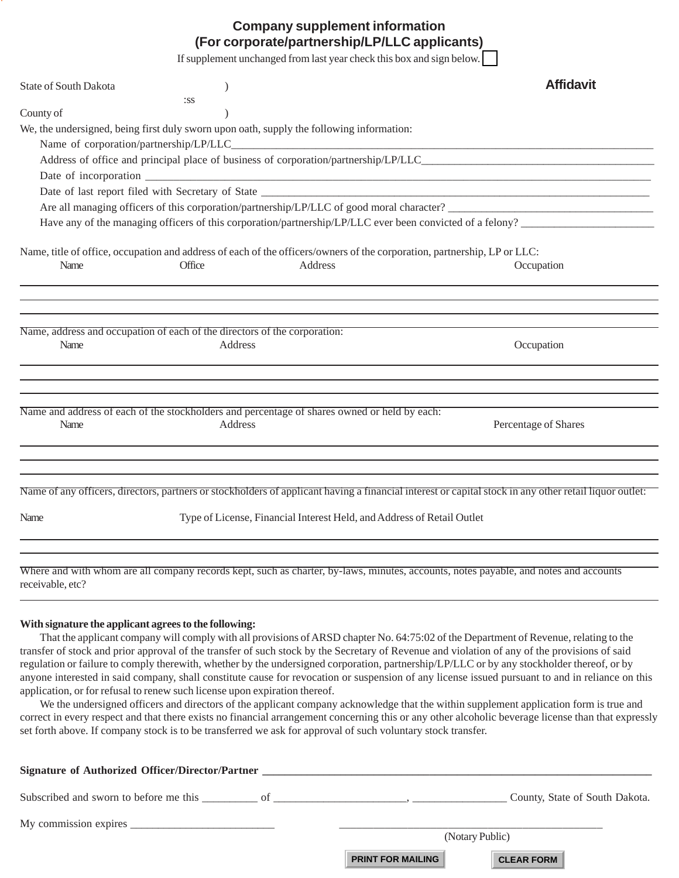## Company supplement information
## (For corporate/partnership/LP/LLC applicants)

If supplement unchanged from last year check this box and sign below. ☐

State of South Dakota )
:ss
County of )

**Affidavit**

We, the undersigned, being first duly sworn upon oath, supply the following information:

Name of corporation/partnership/LP/LLC_______________________________________________

Address of office and principal place of business of corporation/partnership/LP/LLC_______________________________________________

Date of incorporation _______________________________________________

Date of last report filed with Secretary of State _______________________________________________

Are all managing officers of this corporation/partnership/LP/LLC of good moral character? _______________________________________________

Have any of the managing officers of this corporation/partnership/LP/LLC ever been convicted of a felony? _______________________________________________

Name, title of office, occupation and address of each of the officers/owners of the corporation, partnership, LP or LLC:

| Name | Office | Address | Occupation |
|---|---|---|---|
| | | | |
| | | | |
| | | | |

Name, address and occupation of each of the directors of the corporation:

| Name | Address | Occupation |
|---|---|---|
| | | |
| | | |
| | | |

Name and address of each of the stockholders and percentage of shares owned or held by each:

| Name | Address | Percentage of Shares |
|---|---|---|
| | | |
| | | |
| | | |

Name of any officers, directors, partners or stockholders of applicant having a financial interest or capital stock in any other retail liquor outlet:

| Name | Type of License, Financial Interest Held, and Address of Retail Outlet |
|---|---|
| | |
| | |

Where and with whom are all company records kept, such as charter, by-laws, minutes, accounts, notes payable, and notes and accounts receivable, etc?

_______________________________________________

**With signature the applicant agrees to the following:**

That the applicant company will comply with all provisions of ARSD chapter No. 64:75:02 of the Department of Revenue, relating to the transfer of stock and prior approval of the transfer of such stock by the Secretary of Revenue and violation of any of the provisions of said regulation or failure to comply therewith, whether by the undersigned corporation, partnership/LP/LLC or by any stockholder thereof, or by anyone interested in said company, shall constitute cause for revocation or suspension of any license issued pursuant to and in reliance on this application, or for refusal to renew such license upon expiration thereof.

We the undersigned officers and directors of the applicant company acknowledge that the within supplement application form is true and correct in every respect and that there exists no financial arrangement concerning this or any other alcoholic beverage license than that expressly set forth above. If company stock is to be transferred we ask for approval of such voluntary stock transfer.

**Signature of Authorized Officer/Director/Partner** _______________________________________________

Subscribed and sworn to before me this __________ of ________________________, _________________ County, State of South Dakota.

My commission expires __________________________ _______________________________________________

(Notary Public)

PRINT FOR MAILING CLEAR FORM